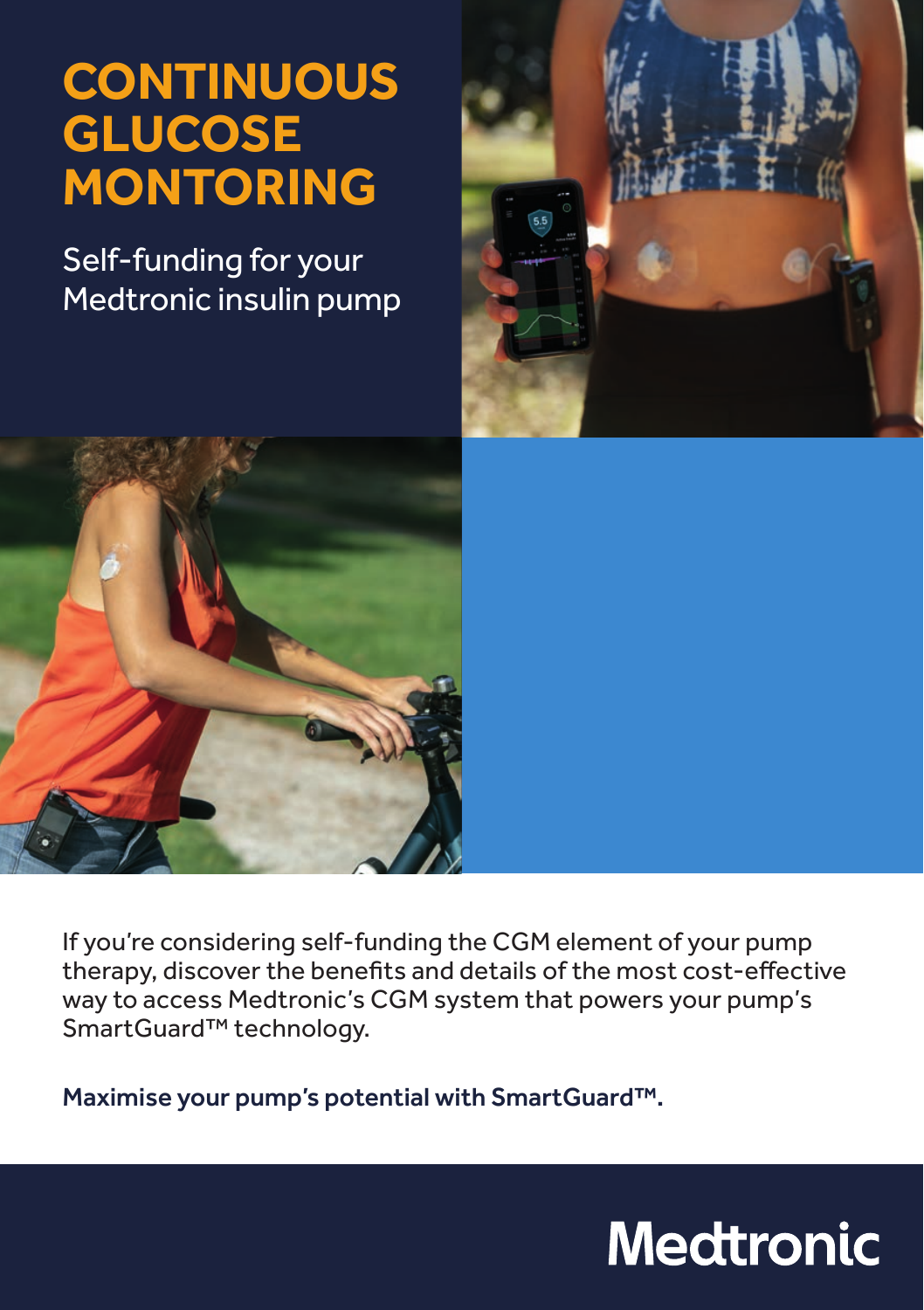# CONTINUOUS GLUCOSE MONTORING

Self-funding for your Medtronic insulin pump

If you're considering self-funding the CGM element of your pump therapy, discover the benefits and details of the most cost-effective way to access Medtronic's CGM system that powers your pump's SmartGuard™ technology.

**Maximise your pump's potential with SmartGuard™.**

Medtronic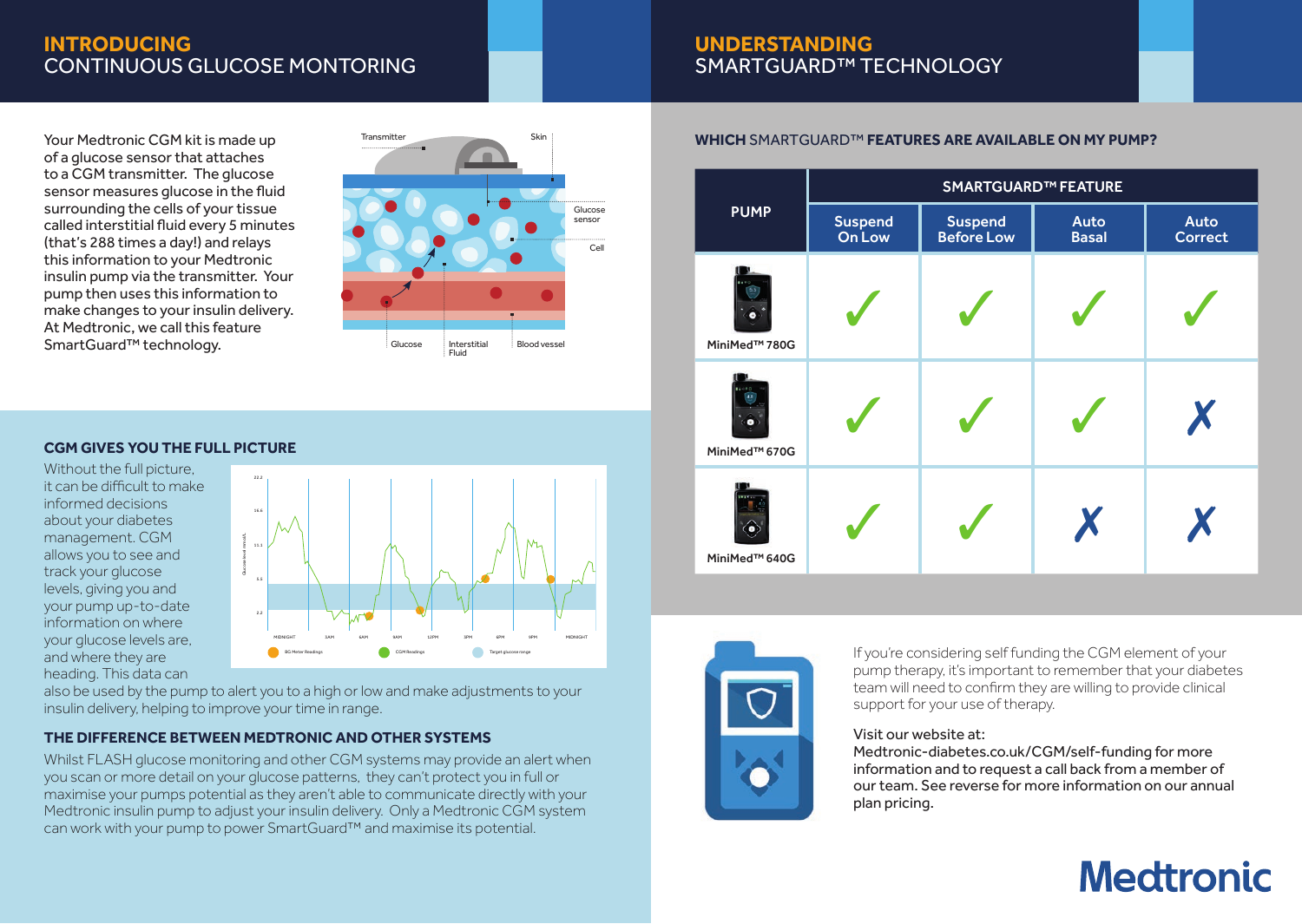# INTRODUCING CONTINUOUS GLUCOSE MONTORING

Your Medtronic CGM kit is made up of a glucose sensor that attaches to a CGM transmitter. The glucose sensor measures glucose in the fluid surrounding the cells of your tissue called interstitial fluid every 5 minutes (that's 288 times a day!) and relays this information to your Medtronic insulin pump via the transmitter. Your pump then uses this information to make changes to your insulin delivery. At Medtronic, we call this feature SmartGuard™ technology.

Transmitter
Skin
Glucose sensor
Cell
Glucose
Interstitial Fluid
Blood vessel

### CGM GIVES YOU THE FULL PICTURE

Without the full picture, it can be difficult to make informed decisions about your diabetes management. CGM allows you to see and track your glucose levels, giving you and your pump up-to-date information on where your glucose levels are, and where they are heading. This data can also be used by the pump to alert you to a high or low and make adjustments to your insulin delivery, helping to improve your time in range.

22.2
16.6
11.1
5.5
2.2
Glucose level mmol/L
MIDNIGHT 3AM 6AM 9AM 12PM 3PM 6PM 9PM MIDNIGHT
BG Meter Readings
CGM Readings
Target glucose range

### THE DIFFERENCE BETWEEN MEDTRONIC AND OTHER SYSTEMS

Whilst FLASH glucose monitoring and other CGM systems may provide an alert when you scan or more detail on your glucose patterns, they can't protect you in full or maximise your pumps potential as they aren't able to communicate directly with your Medtronic insulin pump to adjust your insulin delivery. Only a Medtronic CGM system can work with your pump to power SmartGuard™ and maximise its potential.

# UNDERSTANDING SMARTGUARD™ TECHNOLOGY

### WHICH SMARTGUARD™ FEATURES ARE AVAILABLE ON MY PUMP?

| PUMP | SMARTGUARD™ FEATURE | | | |
|---|---|---|---|---|
| | Suspend On Low | Suspend Before Low | Auto Basal | Auto Correct |
| MiniMed™ 780G | ✓ | ✓ | ✓ | ✓ |
| MiniMed™ 670G | ✓ | ✓ | ✓ | ✗ |
| MiniMed™ 640G | ✓ | ✓ | ✗ | ✗ |

If you're considering self funding the CGM element of your pump therapy, it's important to remember that your diabetes team will need to confirm they are willing to provide clinical support for your use of therapy.

Visit our website at:
Medtronic-diabetes.co.uk/CGM/self-funding for more information and to request a call back from a member of our team. See reverse for more information on our annual plan pricing.

Medtronic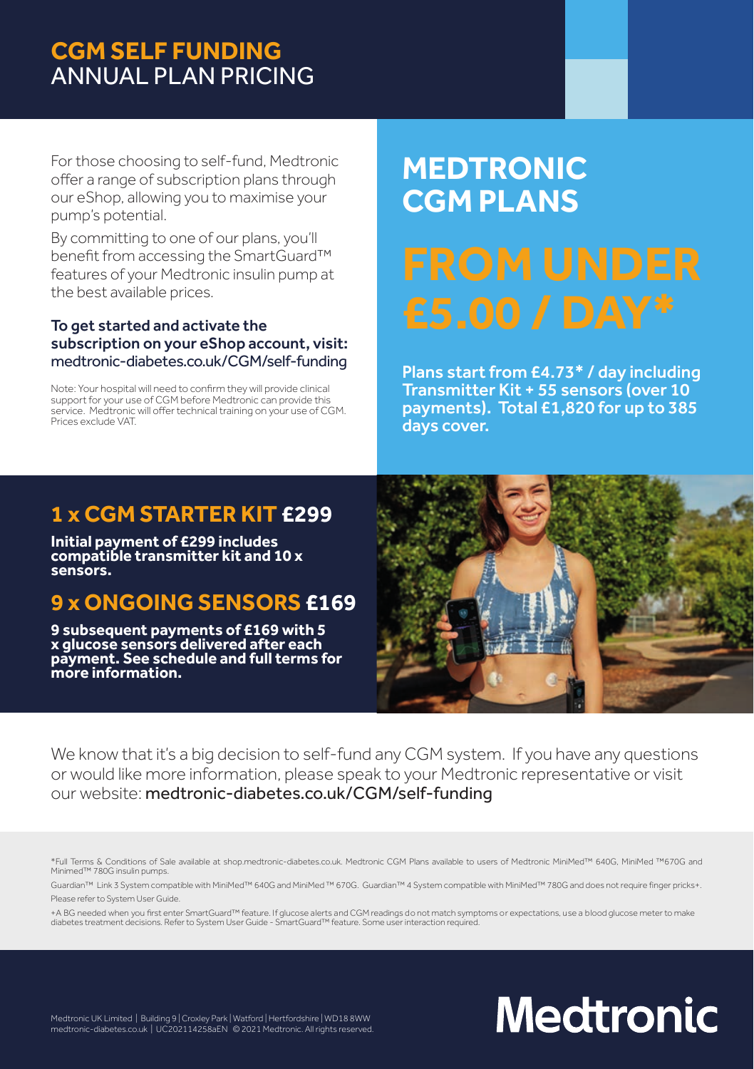# CGM SELF FUNDING
## ANNUAL PLAN PRICING

For those choosing to self-fund, Medtronic offer a range of subscription plans through our eShop, allowing you to maximise your pump's potential.

By committing to one of our plans, you'll benefit from accessing the SmartGuard™ features of your Medtronic insulin pump at the best available prices.

**To get started and activate the subscription on your eShop account, visit:**
medtronic-diabetes.co.uk/CGM/self-funding

Note: Your hospital will need to confirm they will provide clinical support for your use of CGM before Medtronic can provide this service. Medtronic will offer technical training on your use of CGM. Prices exclude VAT.

## MEDTRONIC CGM PLANS

# FROM UNDER £5.00 / DAY*

**Plans start from £4.73* / day including Transmitter Kit + 55 sensors (over 10 payments). Total £1,820 for up to 385 days cover.**

## 1 x CGM STARTER KIT £299

**Initial payment of £299 includes compatible transmitter kit and 10 x sensors.**

## 9 x ONGOING SENSORS £169

**9 subsequent payments of £169 with 5 x glucose sensors delivered after each payment. See schedule and full terms for more information.**

We know that it's a big decision to self-fund any CGM system. If you have any questions or would like more information, please speak to your Medtronic representative or visit our website: **medtronic-diabetes.co.uk/CGM/self-funding**

*Full Terms & Conditions of Sale available at shop.medtronic-diabetes.co.uk. Medtronic CGM Plans available to users of Medtronic MiniMed™ 640G, MiniMed ™670G and Minimed™ 780G insulin pumps.

Guardian™ Link 3 System compatible with MiniMed™ 640G and MiniMed ™ 670G. Guardian™ 4 System compatible with MiniMed™ 780G and does not require finger pricks+. Please refer to System User Guide.

+A BG needed when you first enter SmartGuard™ feature. If glucose alerts and CGM readings do not match symptoms or expectations, use a blood glucose meter to make diabetes treatment decisions. Refer to System User Guide - SmartGuard™ feature. Some user interaction required.

Medtronic UK Limited | Building 9 | Croxley Park | Watford | Hertfordshire | WD18 8WW
medtronic-diabetes.co.uk | UC202114258aEN © 2021 Medtronic. All rights reserved.

Medtronic